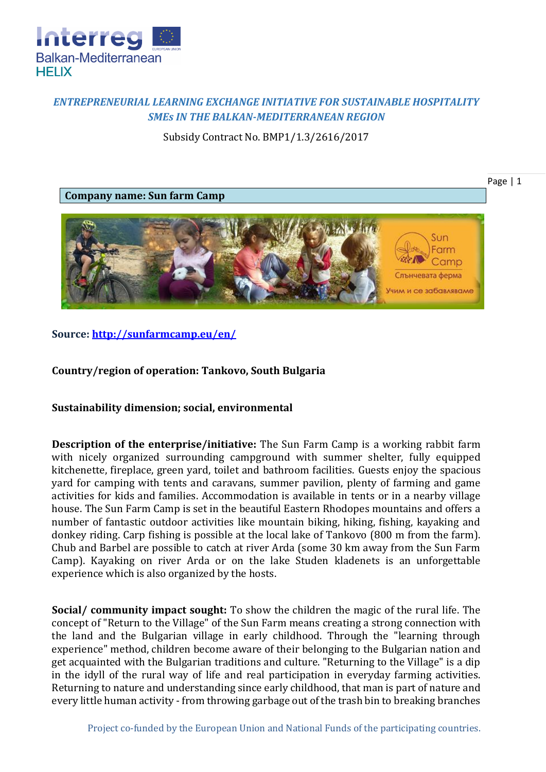*ENTREPRENEURIAL LEARNING EXCHANGE INITIATIVE FOR SUSTAINABLE HOSPITALITY SMEs IN THE BALKAN-MEDITERRANEAN REGION*

Subsidy Contract No. BMP1/1.3/2616/2017

**Company name: Sun farm Camp**

**Source:** [http://sunfarmcamp.eu/en/](http://sunfarmcamp.eu/en/)

**Country/region of operation: Tankovo, South Bulgaria**

**Sustainability dimension; social, environmental**

**Description of the enterprise/initiative:** The Sun Farm Camp is a working rabbit farm with nicely organized surrounding campground with summer shelter, fully equipped kitchenette, fireplace, green yard, toilet and bathroom facilities. Guests enjoy the spacious yard for camping with tents and caravans, summer pavilion, plenty of farming and game activities for kids and families. Accommodation is available in tents or in a nearby village house. The Sun Farm Camp is set in the beautiful Eastern Rhodopes mountains and offers a number of fantastic outdoor activities like mountain biking, hiking, fishing, kayaking and donkey riding. Carp fishing is possible at the local lake of Tankovo (800 m from the farm). Chub and Barbel are possible to catch at river Arda (some 30 km away from the Sun Farm Camp). Kayaking on river Arda or on the lake Studen kladenets is an unforgettable experience which is also organized by the hosts.

**Social/ community impact sought:** To show the children the magic of the rural life. The concept of "Return to the Village" of the Sun Farm means creating a strong connection with the land and the Bulgarian village in early childhood. Through the "learning through experience" method, children become aware of their belonging to the Bulgarian nation and get acquainted with the Bulgarian traditions and culture. "Returning to the Village" is a dip in the idyll of the rural way of life and real participation in everyday farming activities. Returning to nature and understanding since early childhood, that man is part of nature and every little human activity - from throwing garbage out of the trash bin to breaking branches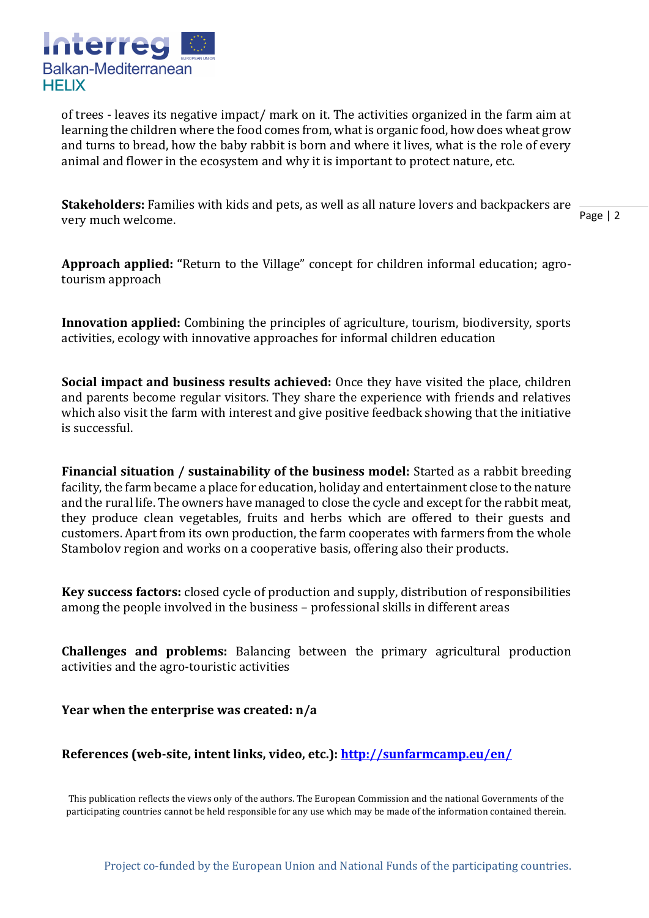of trees - leaves its negative impact/ mark on it. The activities organized in the farm aim at learning the children where the food comes from, what is organic food, how does wheat grow and turns to bread, how the baby rabbit is born and where it lives, what is the role of every animal and flower in the ecosystem and why it is important to protect nature, etc.

**Stakeholders:** Families with kids and pets, as well as all nature lovers and backpackers are very much welcome.

**Approach applied:** "Return to the Village" concept for children informal education; agro-tourism approach

**Innovation applied:** Combining the principles of agriculture, tourism, biodiversity, sports activities, ecology with innovative approaches for informal children education

**Social impact and business results achieved:** Once they have visited the place, children and parents become regular visitors. They share the experience with friends and relatives which also visit the farm with interest and give positive feedback showing that the initiative is successful.

**Financial situation / sustainability of the business model:** Started as a rabbit breeding facility, the farm became a place for education, holiday and entertainment close to the nature and the rural life. The owners have managed to close the cycle and except for the rabbit meat, they produce clean vegetables, fruits and herbs which are offered to their guests and customers. Apart from its own production, the farm cooperates with farmers from the whole Stambolov region and works on a cooperative basis, offering also their products.

**Key success factors:** closed cycle of production and supply, distribution of responsibilities among the people involved in the business – professional skills in different areas

**Challenges and problems:** Balancing between the primary agricultural production activities and the agro-touristic activities

**Year when the enterprise was created: n/a**

**References (web-site, intent links, video, etc.): [http://sunfarmcamp.eu/en/](http://sunfarmcamp.eu/en/)**

This publication reflects the views only of the authors. The European Commission and the national Governments of the participating countries cannot be held responsible for any use which may be made of the information contained therein.